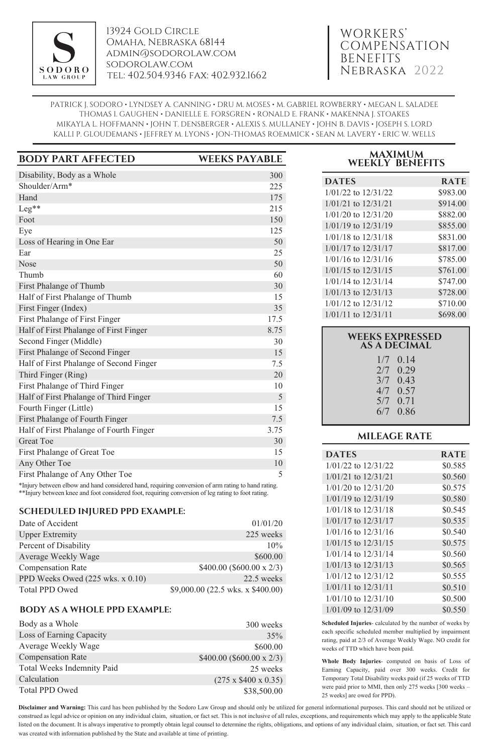S SODORO LAW GROUP

13924 Gold Circle
Omaha, Nebraska 68144
admin@sodorolaw.com
sodorolaw.com
Tel: 402.504.9346 Fax: 402.932.1662

# WORKERS' COMPENSATION BENEFITS Nebraska 2022

PATRICK J. SODORO • LYNDSEY A. CANNING • DRU M. MOSES • M. GABRIEL ROWBERRY • MEGAN L. SALADEE
THOMAS I. GAUGHEN • DANIELLE E. FORSGREN • RONALD E. FRANK • MAKENNA J. STOAKES
MIKAYLA L. HOFFMANN • JOHN T. DENSBERGER • ALEXIS S. MULLANEY • JOHN B. DAVIS • JOSEPH S. LORD
KALLI P. GLOUDEMANS • JEFFREY M. LYONS • JON-THOMAS ROEMMICK • SEAN M. LAVERY • ERIC W. WELLS

| BODY PART AFFECTED | WEEKS PAYABLE |
|---|---|
| Disability, Body as a Whole | 300 |
| Shoulder/Arm* | 225 |
| Hand | 175 |
| Leg** | 215 |
| Foot | 150 |
| Eye | 125 |
| Loss of Hearing in One Ear | 50 |
| Ear | 25 |
| Nose | 50 |
| Thumb | 60 |
| First Phalange of Thumb | 30 |
| Half of First Phalange of Thumb | 15 |
| First Finger (Index) | 35 |
| First Phalange of First Finger | 17.5 |
| Half of First Phalange of First Finger | 8.75 |
| Second Finger (Middle) | 30 |
| First Phalange of Second Finger | 15 |
| Half of First Phalange of Second Finger | 7.5 |
| Third Finger (Ring) | 20 |
| First Phalange of Third Finger | 10 |
| Half of First Phalange of Third Finger | 5 |
| Fourth Finger (Little) | 15 |
| First Phalange of Fourth Finger | 7.5 |
| Half of First Phalange of Fourth Finger | 3.75 |
| Great Toe | 30 |
| First Phalange of Great Toe | 15 |
| Any Other Toe | 10 |
| First Phalange of Any Other Toe | 5 |

*Injury between elbow and hand considered hand, requiring conversion of arm rating to hand rating.
**Injury between knee and foot considered foot, requiring conversion of leg rating to foot rating.

### SCHEDULED INJURED PPD EXAMPLE:

| | |
|---|---|
| Date of Accident | 01/01/20 |
| Upper Extremity | 225 weeks |
| Percent of Disability | 10% |
| Average Weekly Wage | $600.00 |
| Compensation Rate | $400.00 ($600.00 x 2/3) |
| PPD Weeks Owed (225 wks. x 0.10) | 22.5 weeks |
| Total PPD Owed | $9,000.00 (22.5 wks. x $400.00) |

### BODY AS A WHOLE PPD EXAMPLE:

| | |
|---|---|
| Body as a Whole | 300 weeks |
| Loss of Earning Capacity | 35% |
| Average Weekly Wage | $600.00 |
| Compensation Rate | $400.00 ($600.00 x 2/3) |
| Total Weeks Indemnity Paid | 25 weeks |
| Calculation | (275 x $400 x 0.35) |
| Total PPD Owed | $38,500.00 |

## MAXIMUM WEEKLY BENEFITS

| DATES | RATE |
|---|---|
| 1/01/22 to 12/31/22 | $983.00 |
| 1/01/21 to 12/31/21 | $914.00 |
| 1/01/20 to 12/31/20 | $882.00 |
| 1/01/19 to 12/31/19 | $855.00 |
| 1/01/18 to 12/31/18 | $831.00 |
| 1/01/17 to 12/31/17 | $817.00 |
| 1/01/16 to 12/31/16 | $785.00 |
| 1/01/15 to 12/31/15 | $761.00 |
| 1/01/14 to 12/31/14 | $747.00 |
| 1/01/13 to 12/31/13 | $728.00 |
| 1/01/12 to 12/31/12 | $710.00 |
| 1/01/11 to 12/31/11 | $698.00 |

## WEEKS EXPRESSED AS A DECIMAL

| | |
|---|---|
| 1/7 | 0.14 |
| 2/7 | 0.29 |
| 3/7 | 0.43 |
| 4/7 | 0.57 |
| 5/7 | 0.71 |
| 6/7 | 0.86 |

## MILEAGE RATE

| DATES | RATE |
|---|---|
| 1/01/22 to 12/31/22 | $0.585 |
| 1/01/21 to 12/31/21 | $0.560 |
| 1/01/20 to 12/31/20 | $0.575 |
| 1/01/19 to 12/31/19 | $0.580 |
| 1/01/18 to 12/31/18 | $0.545 |
| 1/01/17 to 12/31/17 | $0.535 |
| 1/01/16 to 12/31/16 | $0.540 |
| 1/01/15 to 12/31/15 | $0.575 |
| 1/01/14 to 12/31/14 | $0.560 |
| 1/01/13 to 12/31/13 | $0.565 |
| 1/01/12 to 12/31/12 | $0.555 |
| 1/01/11 to 12/31/11 | $0.510 |
| 1/01/10 to 12/31/10 | $0.500 |
| 1/01/09 to 12/31/09 | $0.550 |

**Scheduled Injuries**- calculated by the number of weeks by each specific scheduled member multiplied by impairment rating, paid at 2/3 of Average Weekly Wage. NO credit for weeks of TTD which have been paid.

**Whole Body Injuries**- computed on basis of Loss of Earning Capacity, paid over 300 weeks. Credit for Temporary Total Disability weeks paid (if 25 weeks of TTD were paid prior to MMI, then only 275 weeks [300 weeks – 25 weeks] are owed for PPD).

**Disclaimer and Warning:** This card has been published by the Sodoro Law Group and should only be utilized for general informational purposes. This card should not be utilized or construed as legal advice or opinion on any individual claim, situation, or fact set. This is not inclusive of all rules, exceptions, and requirements which may apply to the applicable State listed on the document. It is always imperative to promptly obtain legal counsel to determine the rights, obligations, and options of any individual claim, situation, or fact set. This card was created with information published by the State and available at time of printing.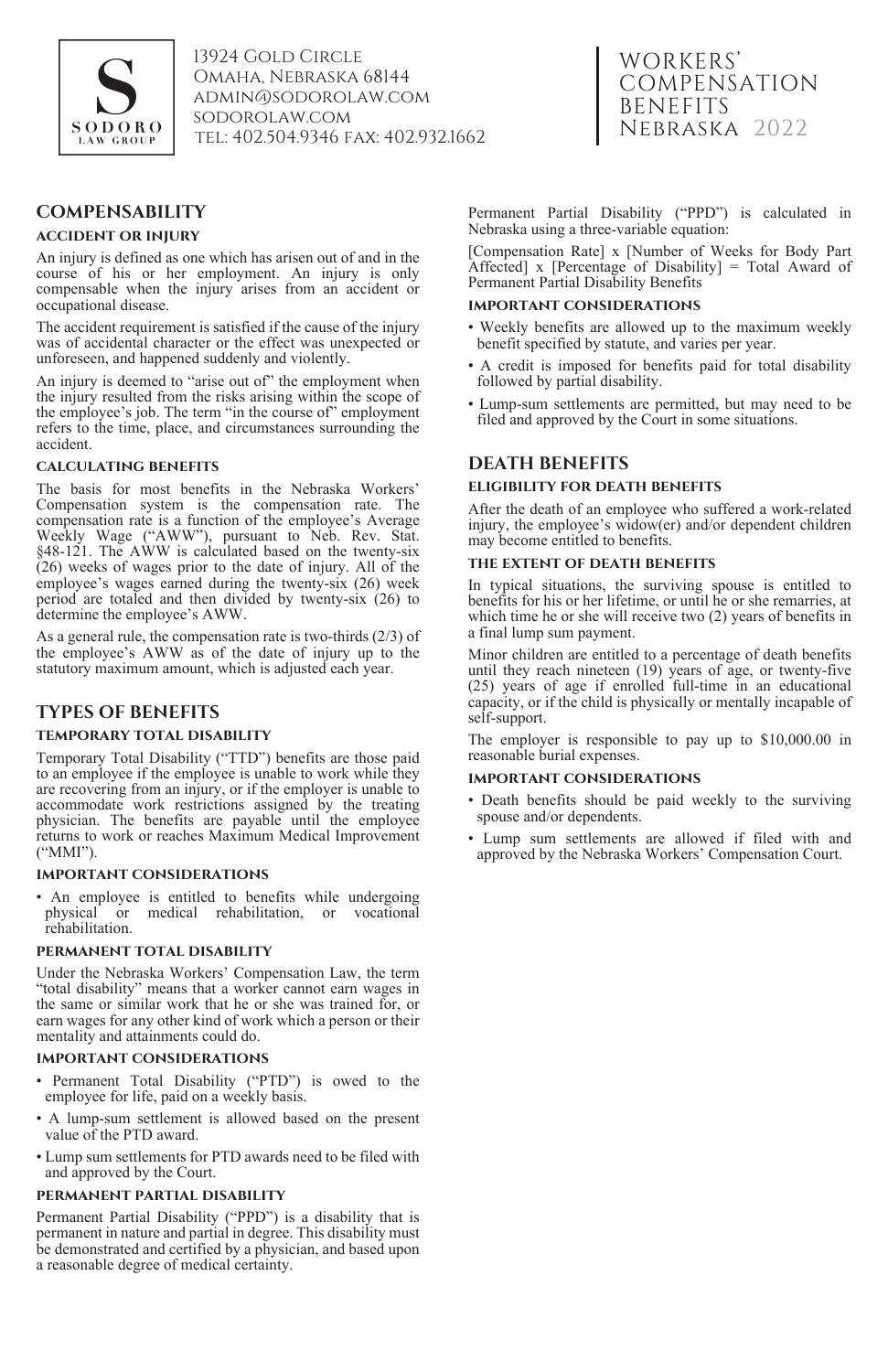13924 Gold Circle
Omaha, Nebraska 68144
admin@sodorolaw.com
sodorolaw.com
Tel: 402.504.9346 Fax: 402.932.1662

# Workers' Compensation Benefits Nebraska 2022

## COMPENSABILITY

### ACCIDENT OR INJURY

An injury is defined as one which has arisen out of and in the course of his or her employment. An injury is only compensable when the injury arises from an accident or occupational disease.

The accident requirement is satisfied if the cause of the injury was of accidental character or the effect was unexpected or unforeseen, and happened suddenly and violently.

An injury is deemed to "arise out of" the employment when the injury resulted from the risks arising within the scope of the employee's job. The term "in the course of" employment refers to the time, place, and circumstances surrounding the accident.

### CALCULATING BENEFITS

The basis for most benefits in the Nebraska Workers' Compensation system is the compensation rate. The compensation rate is a function of the employee's Average Weekly Wage ("AWW"), pursuant to Neb. Rev. Stat. §48-121. The AWW is calculated based on the twenty-six (26) weeks of wages prior to the date of injury. All of the employee's wages earned during the twenty-six (26) week period are totaled and then divided by twenty-six (26) to determine the employee's AWW.

As a general rule, the compensation rate is two-thirds (2/3) of the employee's AWW as of the date of injury up to the statutory maximum amount, which is adjusted each year.

## TYPES OF BENEFITS

### TEMPORARY TOTAL DISABILITY

Temporary Total Disability ("TTD") benefits are those paid to an employee if the employee is unable to work while they are recovering from an injury, or if the employer is unable to accommodate work restrictions assigned by the treating physician. The benefits are payable until the employee returns to work or reaches Maximum Medical Improvement ("MMI").

### IMPORTANT CONSIDERATIONS

- An employee is entitled to benefits while undergoing physical or medical rehabilitation, or vocational rehabilitation.

### PERMANENT TOTAL DISABILITY

Under the Nebraska Workers' Compensation Law, the term "total disability" means that a worker cannot earn wages in the same or similar work that he or she was trained for, or earn wages for any other kind of work which a person or their mentality and attainments could do.

### IMPORTANT CONSIDERATIONS

- Permanent Total Disability ("PTD") is owed to the employee for life, paid on a weekly basis.
- A lump-sum settlement is allowed based on the present value of the PTD award.
- Lump sum settlements for PTD awards need to be filed with and approved by the Court.

### PERMANENT PARTIAL DISABILITY

Permanent Partial Disability ("PPD") is a disability that is permanent in nature and partial in degree. This disability must be demonstrated and certified by a physician, and based upon a reasonable degree of medical certainty.

Permanent Partial Disability ("PPD") is calculated in Nebraska using a three-variable equation:

[Compensation Rate] x [Number of Weeks for Body Part Affected] x [Percentage of Disability] = Total Award of Permanent Partial Disability Benefits

### IMPORTANT CONSIDERATIONS

- Weekly benefits are allowed up to the maximum weekly benefit specified by statute, and varies per year.
- A credit is imposed for benefits paid for total disability followed by partial disability.
- Lump-sum settlements are permitted, but may need to be filed and approved by the Court in some situations.

## DEATH BENEFITS

### ELIGIBILITY FOR DEATH BENEFITS

After the death of an employee who suffered a work-related injury, the employee's widow(er) and/or dependent children may become entitled to benefits.

### THE EXTENT OF DEATH BENEFITS

In typical situations, the surviving spouse is entitled to benefits for his or her lifetime, or until he or she remarries, at which time he or she will receive two (2) years of benefits in a final lump sum payment.

Minor children are entitled to a percentage of death benefits until they reach nineteen (19) years of age, or twenty-five (25) years of age if enrolled full-time in an educational capacity, or if the child is physically or mentally incapable of self-support.

The employer is responsible to pay up to $10,000.00 in reasonable burial expenses.

### IMPORTANT CONSIDERATIONS

- Death benefits should be paid weekly to the surviving spouse and/or dependents.
- Lump sum settlements are allowed if filed with and approved by the Nebraska Workers' Compensation Court.